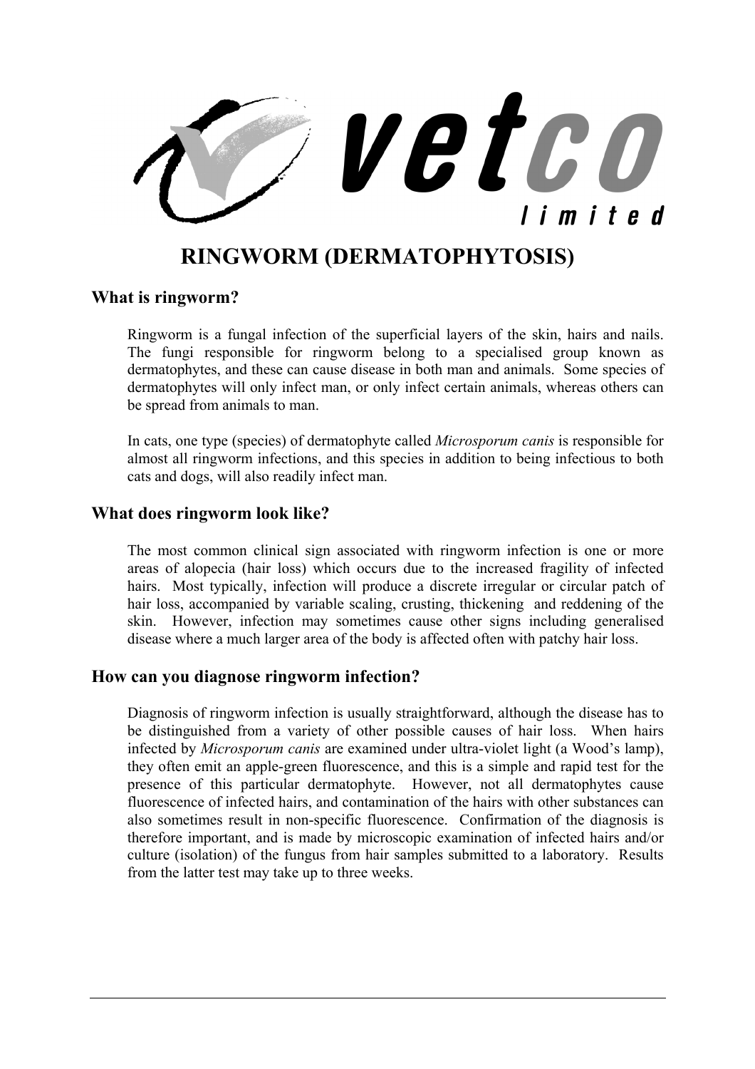vetco limited

# RINGWORM (DERMATOPHYTOSIS)

## What is ringworm?

Ringworm is a fungal infection of the superficial layers of the skin, hairs and nails. The fungi responsible for ringworm belong to a specialised group known as dermatophytes, and these can cause disease in both man and animals. Some species of dermatophytes will only infect man, or only infect certain animals, whereas others can be spread from animals to man.

In cats, one type (species) of dermatophyte called *Microsporum canis* is responsible for almost all ringworm infections, and this species in addition to being infectious to both cats and dogs, will also readily infect man.

## What does ringworm look like?

The most common clinical sign associated with ringworm infection is one or more areas of alopecia (hair loss) which occurs due to the increased fragility of infected hairs. Most typically, infection will produce a discrete irregular or circular patch of hair loss, accompanied by variable scaling, crusting, thickening and reddening of the skin. However, infection may sometimes cause other signs including generalised disease where a much larger area of the body is affected often with patchy hair loss.

## How can you diagnose ringworm infection?

Diagnosis of ringworm infection is usually straightforward, although the disease has to be distinguished from a variety of other possible causes of hair loss. When hairs infected by *Microsporum canis* are examined under ultra-violet light (a Wood's lamp), they often emit an apple-green fluorescence, and this is a simple and rapid test for the presence of this particular dermatophyte. However, not all dermatophytes cause fluorescence of infected hairs, and contamination of the hairs with other substances can also sometimes result in non-specific fluorescence. Confirmation of the diagnosis is therefore important, and is made by microscopic examination of infected hairs and/or culture (isolation) of the fungus from hair samples submitted to a laboratory. Results from the latter test may take up to three weeks.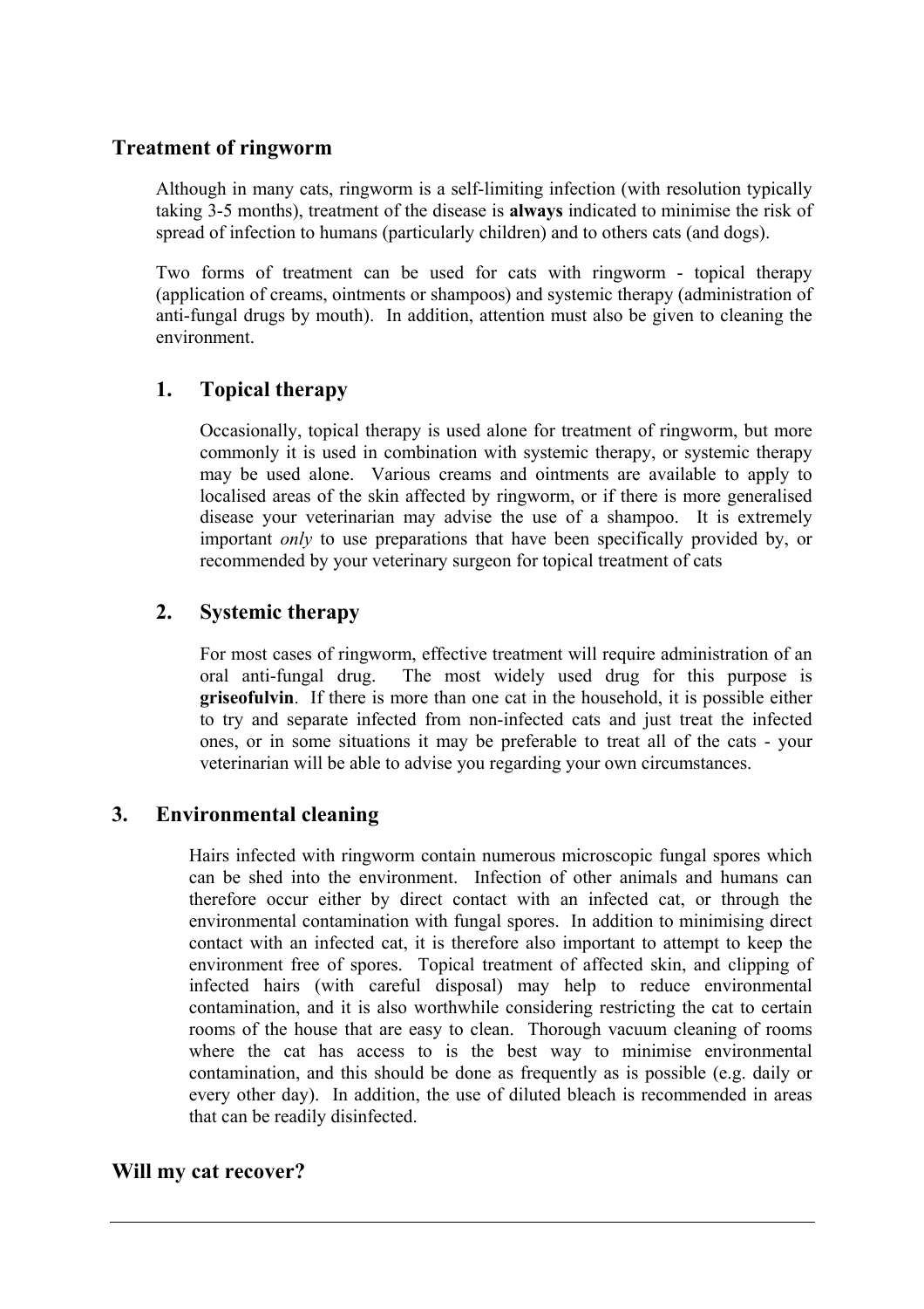## Treatment of ringworm

Although in many cats, ringworm is a self-limiting infection (with resolution typically taking 3-5 months), treatment of the disease is **always** indicated to minimise the risk of spread of infection to humans (particularly children) and to others cats (and dogs).

Two forms of treatment can be used for cats with ringworm - topical therapy (application of creams, ointments or shampoos) and systemic therapy (administration of anti-fungal drugs by mouth). In addition, attention must also be given to cleaning the environment.

### 1. Topical therapy

Occasionally, topical therapy is used alone for treatment of ringworm, but more commonly it is used in combination with systemic therapy, or systemic therapy may be used alone. Various creams and ointments are available to apply to localised areas of the skin affected by ringworm, or if there is more generalised disease your veterinarian may advise the use of a shampoo. It is extremely important *only* to use preparations that have been specifically provided by, or recommended by your veterinary surgeon for topical treatment of cats

### 2. Systemic therapy

For most cases of ringworm, effective treatment will require administration of an oral anti-fungal drug. The most widely used drug for this purpose is **griseofulvin**. If there is more than one cat in the household, it is possible either to try and separate infected from non-infected cats and just treat the infected ones, or in some situations it may be preferable to treat all of the cats - your veterinarian will be able to advise you regarding your own circumstances.

### 3. Environmental cleaning

Hairs infected with ringworm contain numerous microscopic fungal spores which can be shed into the environment. Infection of other animals and humans can therefore occur either by direct contact with an infected cat, or through the environmental contamination with fungal spores. In addition to minimising direct contact with an infected cat, it is therefore also important to attempt to keep the environment free of spores. Topical treatment of affected skin, and clipping of infected hairs (with careful disposal) may help to reduce environmental contamination, and it is also worthwhile considering restricting the cat to certain rooms of the house that are easy to clean. Thorough vacuum cleaning of rooms where the cat has access to is the best way to minimise environmental contamination, and this should be done as frequently as is possible (e.g. daily or every other day). In addition, the use of diluted bleach is recommended in areas that can be readily disinfected.

## Will my cat recover?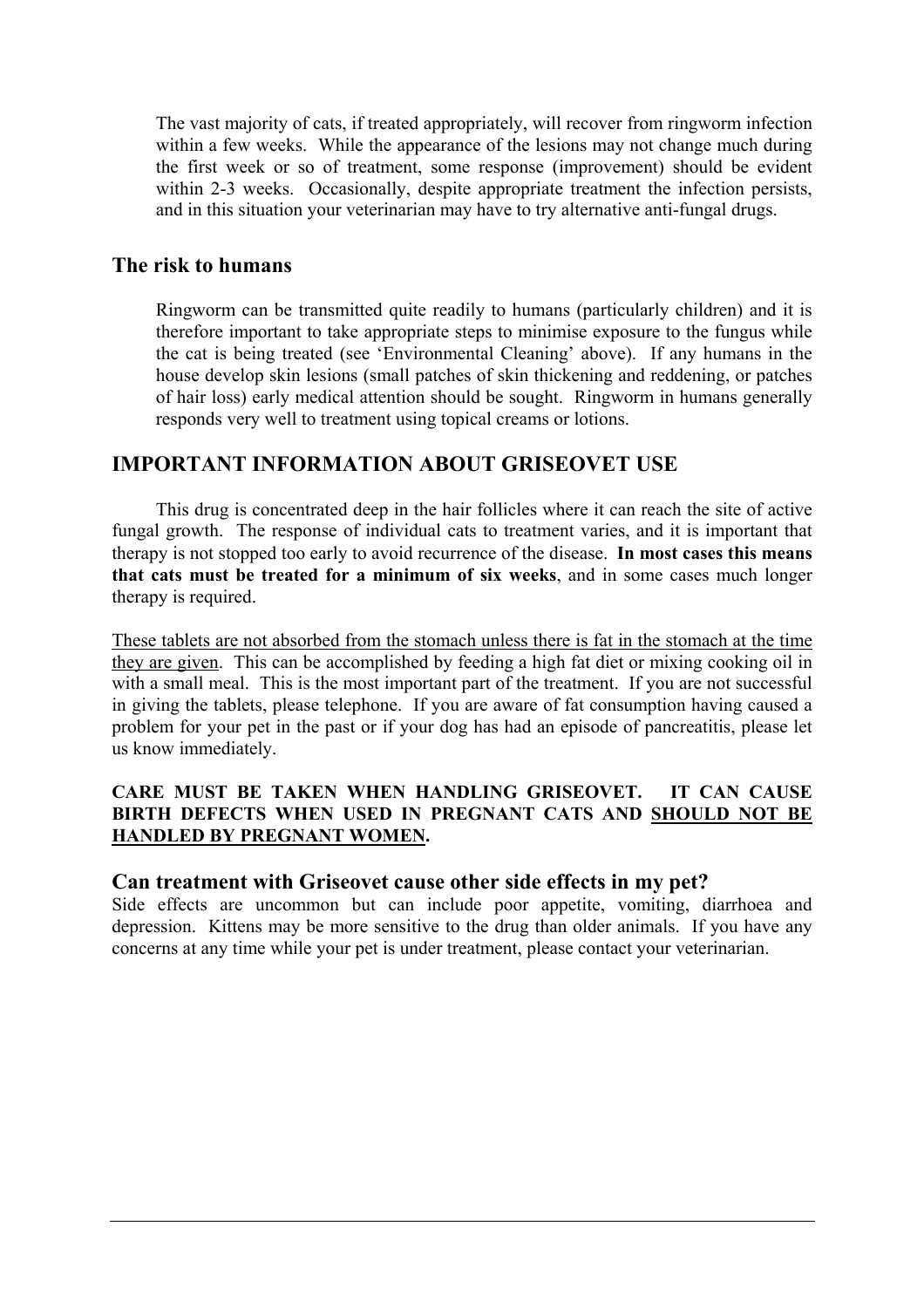The vast majority of cats, if treated appropriately, will recover from ringworm infection within a few weeks. While the appearance of the lesions may not change much during the first week or so of treatment, some response (improvement) should be evident within 2-3 weeks. Occasionally, despite appropriate treatment the infection persists, and in this situation your veterinarian may have to try alternative anti-fungal drugs.

## The risk to humans

Ringworm can be transmitted quite readily to humans (particularly children) and it is therefore important to take appropriate steps to minimise exposure to the fungus while the cat is being treated (see 'Environmental Cleaning' above). If any humans in the house develop skin lesions (small patches of skin thickening and reddening, or patches of hair loss) early medical attention should be sought. Ringworm in humans generally responds very well to treatment using topical creams or lotions.

## IMPORTANT INFORMATION ABOUT GRISEOVET USE

This drug is concentrated deep in the hair follicles where it can reach the site of active fungal growth. The response of individual cats to treatment varies, and it is important that therapy is not stopped too early to avoid recurrence of the disease. **In most cases this means that cats must be treated for a minimum of six weeks**, and in some cases much longer therapy is required.

<u>These tablets are not absorbed from the stomach unless there is fat in the stomach at the time they are given</u>. This can be accomplished by feeding a high fat diet or mixing cooking oil in with a small meal. This is the most important part of the treatment. If you are not successful in giving the tablets, please telephone. If you are aware of fat consumption having caused a problem for your pet in the past or if your dog has had an episode of pancreatitis, please let us know immediately.

**CARE MUST BE TAKEN WHEN HANDLING GRISEOVET. IT CAN CAUSE BIRTH DEFECTS WHEN USED IN PREGNANT CATS AND <u>SHOULD NOT BE HANDLED BY PREGNANT WOMEN</u>.**

### Can treatment with Griseovet cause other side effects in my pet?

Side effects are uncommon but can include poor appetite, vomiting, diarrhoea and depression. Kittens may be more sensitive to the drug than older animals. If you have any concerns at any time while your pet is under treatment, please contact your veterinarian.